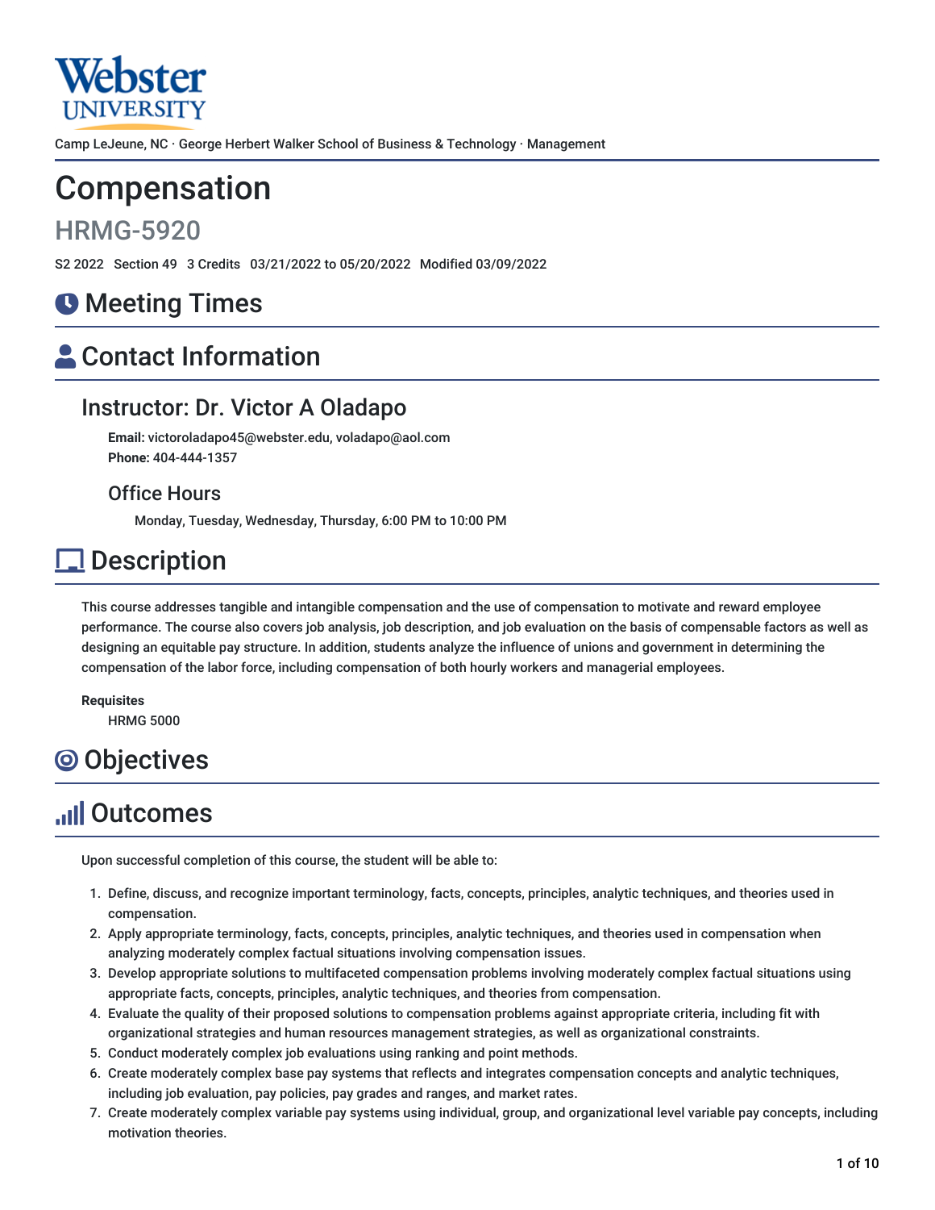Webster UNIVERSITY

Camp LeJeune, NC · George Herbert Walker School of Business & Technology · Management

# Compensation

## HRMG-5920

S2 2022 Section 49 3 Credits 03/21/2022 to 05/20/2022 Modified 03/09/2022

## Meeting Times

## Contact Information

### Instructor: Dr. Victor A Oladapo

**Email:** victoroladapo45@webster.edu, voladapo@aol.com
**Phone:** 404-444-1357

#### Office Hours

Monday, Tuesday, Wednesday, Thursday, 6:00 PM to 10:00 PM

## Description

This course addresses tangible and intangible compensation and the use of compensation to motivate and reward employee performance. The course also covers job analysis, job description, and job evaluation on the basis of compensable factors as well as designing an equitable pay structure. In addition, students analyze the influence of unions and government in determining the compensation of the labor force, including compensation of both hourly workers and managerial employees.

**Requisites**
HRMG 5000

## Objectives

## Outcomes

Upon successful completion of this course, the student will be able to:

1. Define, discuss, and recognize important terminology, facts, concepts, principles, analytic techniques, and theories used in compensation.
2. Apply appropriate terminology, facts, concepts, principles, analytic techniques, and theories used in compensation when analyzing moderately complex factual situations involving compensation issues.
3. Develop appropriate solutions to multifaceted compensation problems involving moderately complex factual situations using appropriate facts, concepts, principles, analytic techniques, and theories from compensation.
4. Evaluate the quality of their proposed solutions to compensation problems against appropriate criteria, including fit with organizational strategies and human resources management strategies, as well as organizational constraints.
5. Conduct moderately complex job evaluations using ranking and point methods.
6. Create moderately complex base pay systems that reflects and integrates compensation concepts and analytic techniques, including job evaluation, pay policies, pay grades and ranges, and market rates.
7. Create moderately complex variable pay systems using individual, group, and organizational level variable pay concepts, including motivation theories.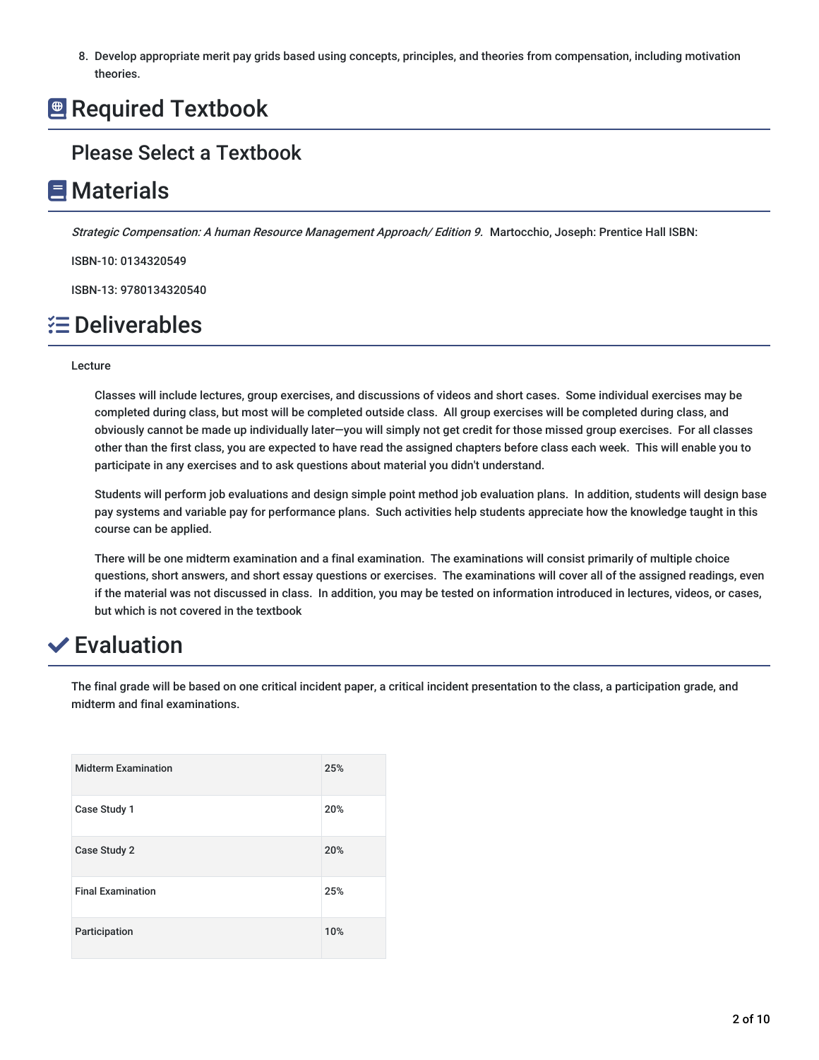8. Develop appropriate merit pay grids based using concepts, principles, and theories from compensation, including motivation theories.

# Required Textbook

## Please Select a Textbook

# Materials

*Strategic Compensation: A human Resource Management Approach/ Edition 9.* Martocchio, Joseph: Prentice Hall ISBN:

ISBN-10: 0134320549

ISBN-13: 9780134320540

# Deliverables

Lecture

Classes will include lectures, group exercises, and discussions of videos and short cases. Some individual exercises may be completed during class, but most will be completed outside class. All group exercises will be completed during class, and obviously cannot be made up individually later—you will simply not get credit for those missed group exercises. For all classes other than the first class, you are expected to have read the assigned chapters before class each week. This will enable you to participate in any exercises and to ask questions about material you didn't understand.

Students will perform job evaluations and design simple point method job evaluation plans. In addition, students will design base pay systems and variable pay for performance plans. Such activities help students appreciate how the knowledge taught in this course can be applied.

There will be one midterm examination and a final examination. The examinations will consist primarily of multiple choice questions, short answers, and short essay questions or exercises. The examinations will cover all of the assigned readings, even if the material was not discussed in class. In addition, you may be tested on information introduced in lectures, videos, or cases, but which is not covered in the textbook

# Evaluation

The final grade will be based on one critical incident paper, a critical incident presentation to the class, a participation grade, and midterm and final examinations.

| | |
|---|---|
| Midterm Examination | 25% |
| Case Study 1 | 20% |
| Case Study 2 | 20% |
| Final Examination | 25% |
| Participation | 10% |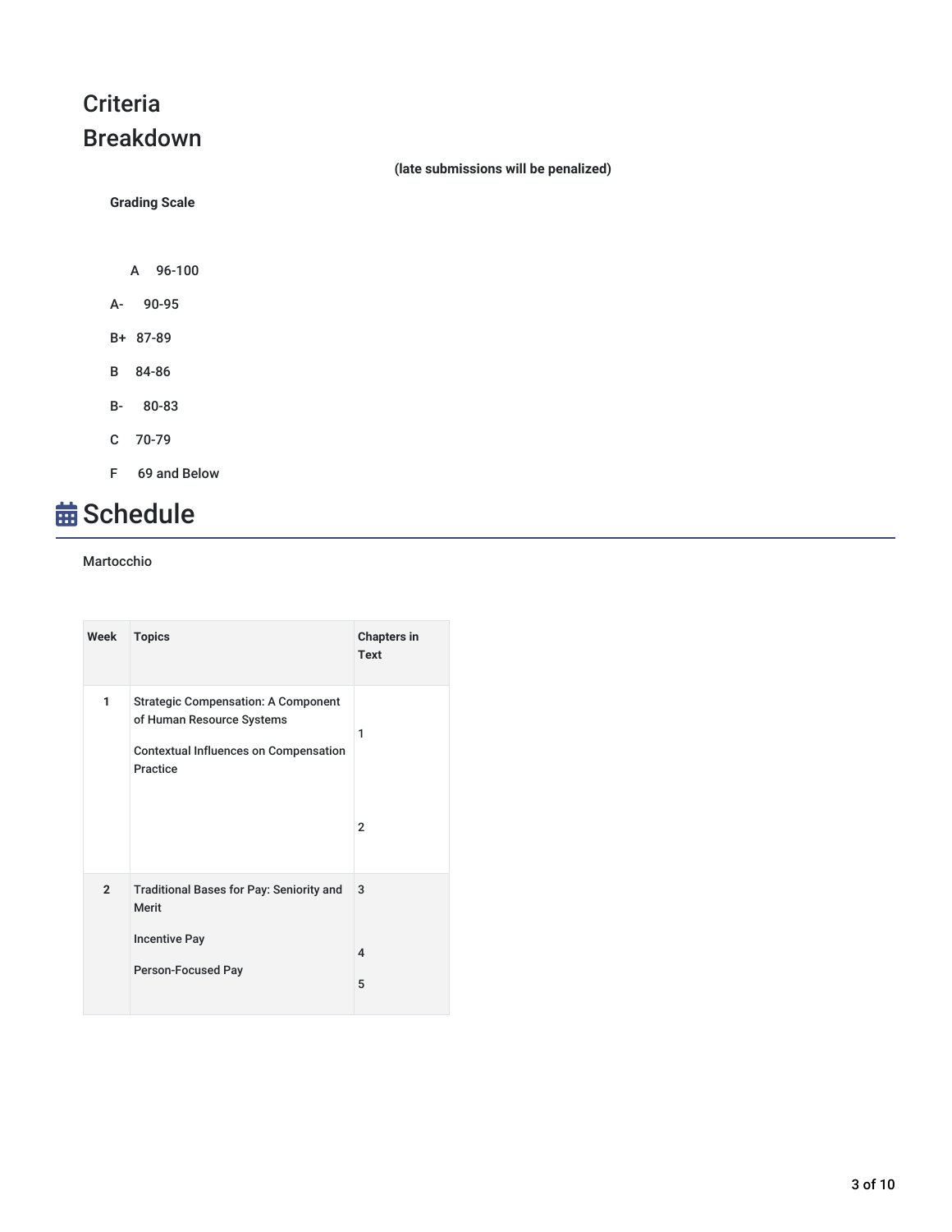## Criteria Breakdown

**(late submissions will be penalized)**

**Grading Scale**

A 96-100

A- 90-95

B+ 87-89

B 84-86

B- 80-83

C 70-79

F 69 and Below

# Schedule

Martocchio

| Week | Topics | Chapters in Text |
|---|---|---|
| 1 | Strategic Compensation: A Component of Human Resource Systems<br><br>Contextual Influences on Compensation Practice | 1<br><br>2 |
| 2 | Traditional Bases for Pay: Seniority and Merit<br><br>Incentive Pay<br><br>Person-Focused Pay | 3<br><br>4<br><br>5 |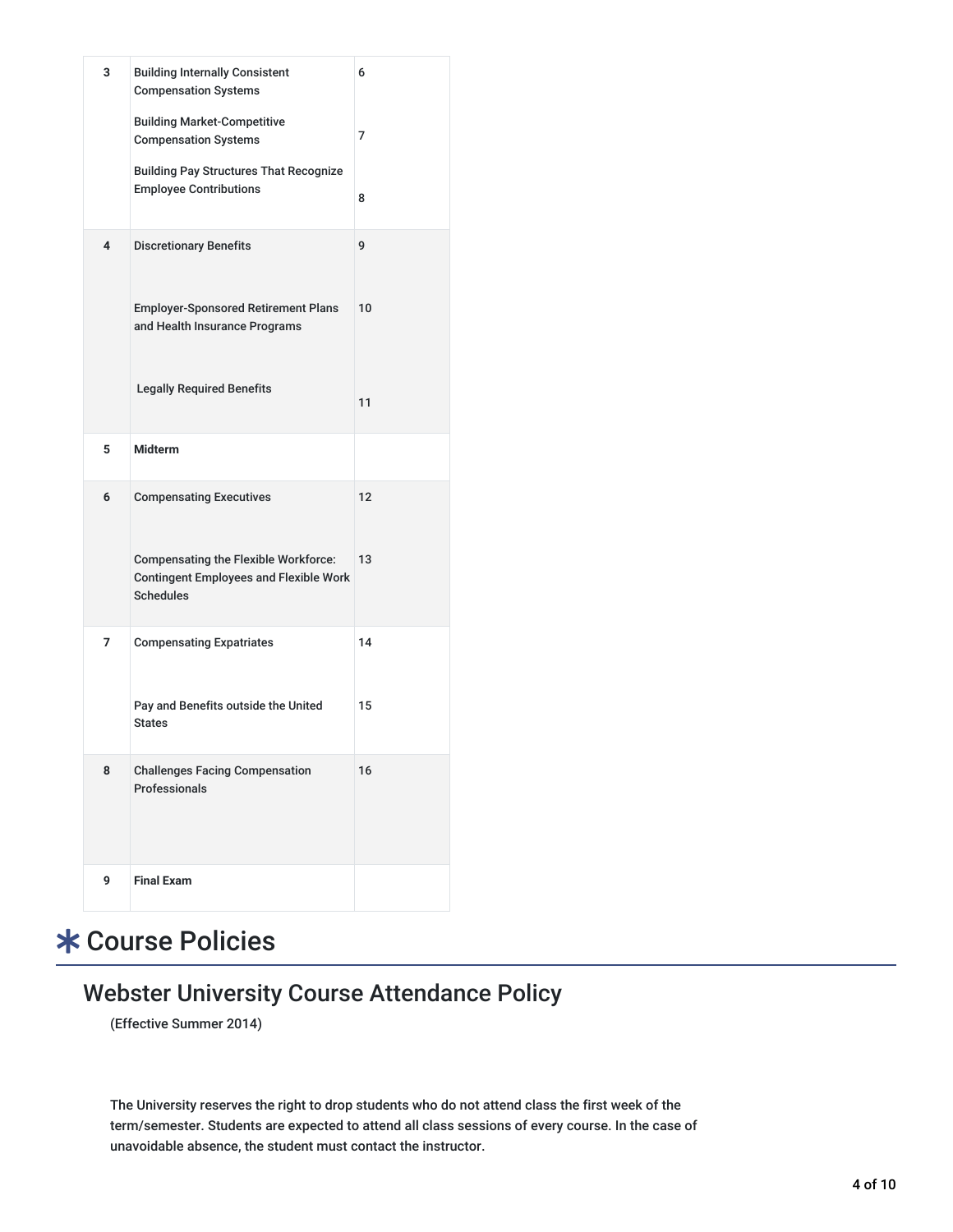| | | |
|---|---|---|
| **3** | Building Internally Consistent Compensation Systems | 6 |
| | Building Market-Competitive Compensation Systems | 7 |
| | Building Pay Structures That Recognize Employee Contributions | 8 |
| **4** | Discretionary Benefits | 9 |
| | Employer-Sponsored Retirement Plans and Health Insurance Programs | 10 |
| | Legally Required Benefits | 11 |
| **5** | **Midterm** | |
| **6** | Compensating Executives | 12 |
| | Compensating the Flexible Workforce: Contingent Employees and Flexible Work Schedules | 13 |
| **7** | Compensating Expatriates | 14 |
| | Pay and Benefits outside the United States | 15 |
| **8** | Challenges Facing Compensation Professionals | 16 |
| **9** | **Final Exam** | |

# Course Policies

## Webster University Course Attendance Policy

(Effective Summer 2014)

The University reserves the right to drop students who do not attend class the first week of the term/semester. Students are expected to attend all class sessions of every course. In the case of unavoidable absence, the student must contact the instructor.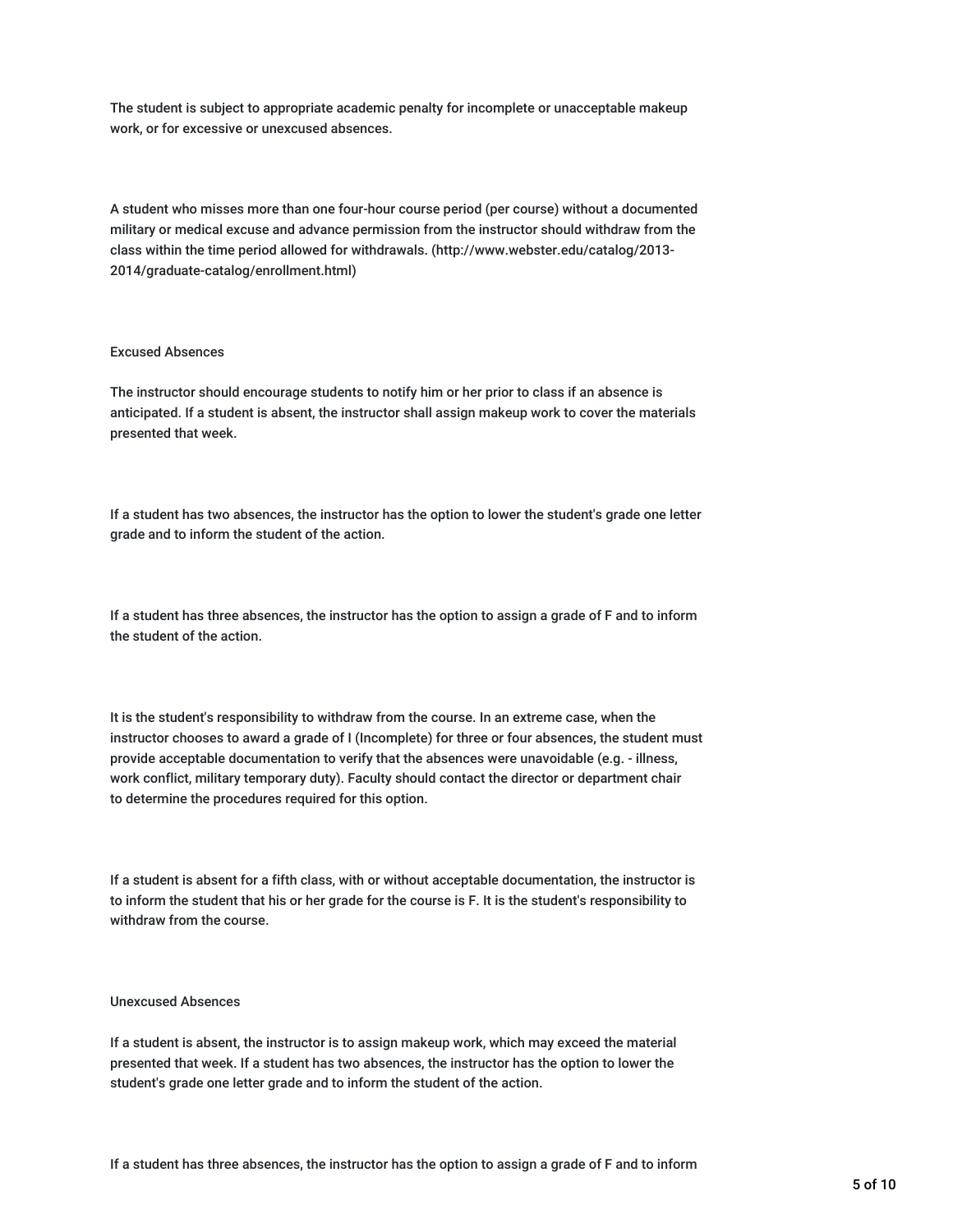The student is subject to appropriate academic penalty for incomplete or unacceptable makeup work, or for excessive or unexcused absences.

A student who misses more than one four-hour course period (per course) without a documented military or medical excuse and advance permission from the instructor should withdraw from the class within the time period allowed for withdrawals. (http://www.webster.edu/catalog/2013-2014/graduate-catalog/enrollment.html)

Excused Absences

The instructor should encourage students to notify him or her prior to class if an absence is anticipated. If a student is absent, the instructor shall assign makeup work to cover the materials presented that week.

If a student has two absences, the instructor has the option to lower the student's grade one letter grade and to inform the student of the action.

If a student has three absences, the instructor has the option to assign a grade of F and to inform the student of the action.

It is the student's responsibility to withdraw from the course. In an extreme case, when the instructor chooses to award a grade of I (Incomplete) for three or four absences, the student must provide acceptable documentation to verify that the absences were unavoidable (e.g. - illness, work conflict, military temporary duty). Faculty should contact the director or department chair to determine the procedures required for this option.

If a student is absent for a fifth class, with or without acceptable documentation, the instructor is to inform the student that his or her grade for the course is F. It is the student's responsibility to withdraw from the course.

Unexcused Absences

If a student is absent, the instructor is to assign makeup work, which may exceed the material presented that week. If a student has two absences, the instructor has the option to lower the student's grade one letter grade and to inform the student of the action.

If a student has three absences, the instructor has the option to assign a grade of F and to inform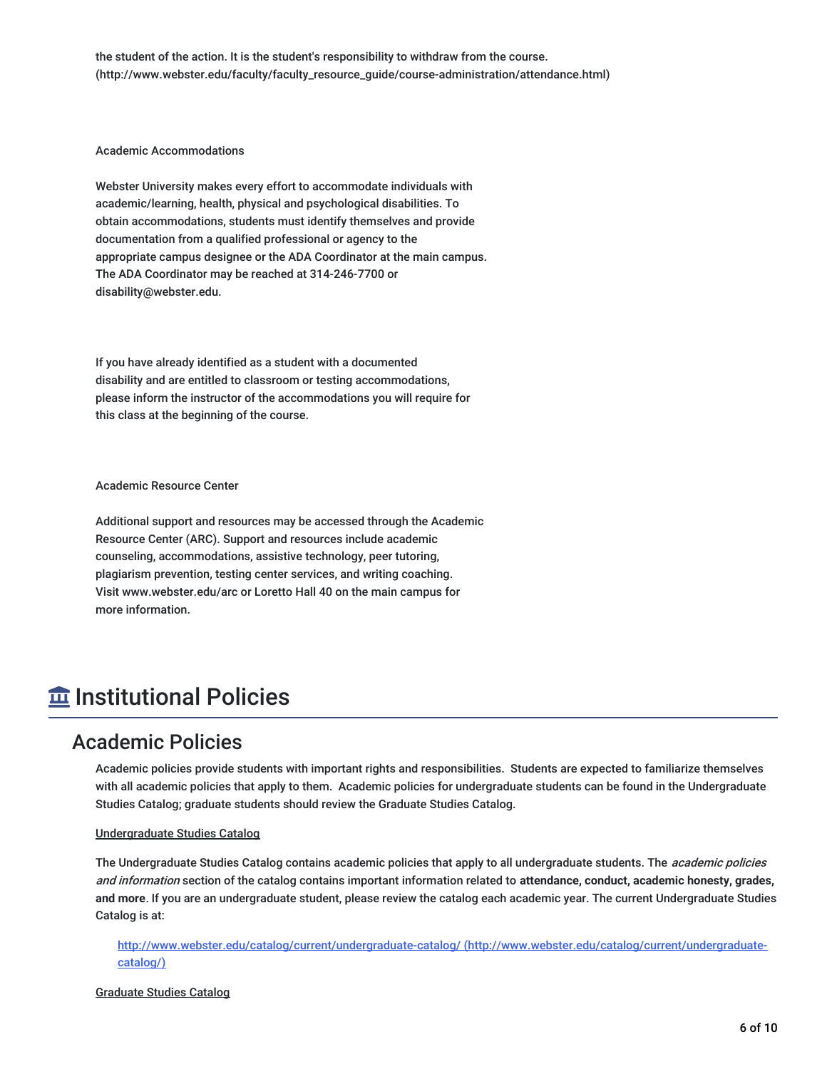the student of the action. It is the student's responsibility to withdraw from the course. (http://www.webster.edu/faculty/faculty_resource_guide/course-administration/attendance.html)

Academic Accommodations

Webster University makes every effort to accommodate individuals with academic/learning, health, physical and psychological disabilities. To obtain accommodations, students must identify themselves and provide documentation from a qualified professional or agency to the appropriate campus designee or the ADA Coordinator at the main campus. The ADA Coordinator may be reached at 314-246-7700 or disability@webster.edu.

If you have already identified as a student with a documented disability and are entitled to classroom or testing accommodations, please inform the instructor of the accommodations you will require for this class at the beginning of the course.

Academic Resource Center

Additional support and resources may be accessed through the Academic Resource Center (ARC). Support and resources include academic counseling, accommodations, assistive technology, peer tutoring, plagiarism prevention, testing center services, and writing coaching. Visit www.webster.edu/arc or Loretto Hall 40 on the main campus for more information.

# Institutional Policies

## Academic Policies

Academic policies provide students with important rights and responsibilities. Students are expected to familiarize themselves with all academic policies that apply to them. Academic policies for undergraduate students can be found in the Undergraduate Studies Catalog; graduate students should review the Graduate Studies Catalog.

Undergraduate Studies Catalog

The Undergraduate Studies Catalog contains academic policies that apply to all undergraduate students. The *academic policies and information* section of the catalog contains important information related to **attendance, conduct, academic honesty, grades, and more**. If you are an undergraduate student, please review the catalog each academic year. The current Undergraduate Studies Catalog is at:

> http://www.webster.edu/catalog/current/undergraduate-catalog/ (http://www.webster.edu/catalog/current/undergraduate-catalog/)

Graduate Studies Catalog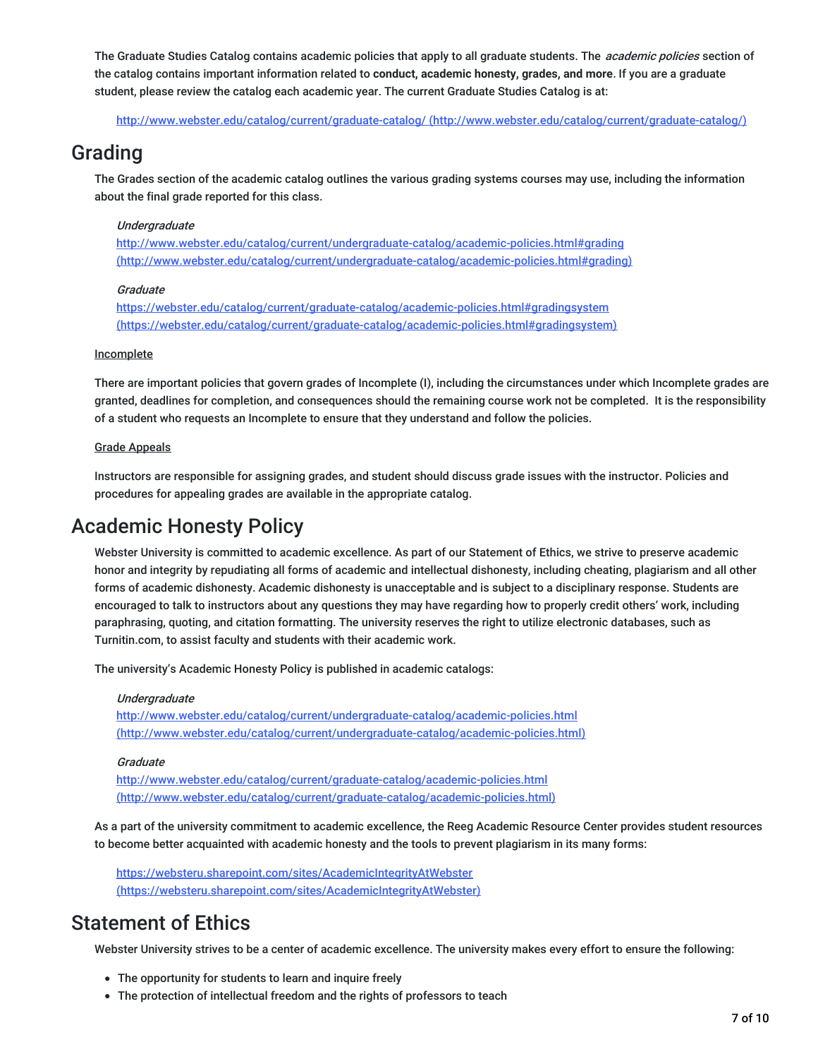The Graduate Studies Catalog contains academic policies that apply to all graduate students. The *academic policies* section of the catalog contains important information related to **conduct, academic honesty, grades, and more**. If you are a graduate student, please review the catalog each academic year. The current Graduate Studies Catalog is at:

http://www.webster.edu/catalog/current/graduate-catalog/ (http://www.webster.edu/catalog/current/graduate-catalog/)

## Grading

The Grades section of the academic catalog outlines the various grading systems courses may use, including the information about the final grade reported for this class.

*Undergraduate*
http://www.webster.edu/catalog/current/undergraduate-catalog/academic-policies.html#grading (http://www.webster.edu/catalog/current/undergraduate-catalog/academic-policies.html#grading)

*Graduate*
https://webster.edu/catalog/current/graduate-catalog/academic-policies.html#gradingsystem (https://webster.edu/catalog/current/graduate-catalog/academic-policies.html#gradingsystem)

Incomplete

There are important policies that govern grades of Incomplete (I), including the circumstances under which Incomplete grades are granted, deadlines for completion, and consequences should the remaining course work not be completed. It is the responsibility of a student who requests an Incomplete to ensure that they understand and follow the policies.

Grade Appeals

Instructors are responsible for assigning grades, and student should discuss grade issues with the instructor. Policies and procedures for appealing grades are available in the appropriate catalog.

## Academic Honesty Policy

Webster University is committed to academic excellence. As part of our Statement of Ethics, we strive to preserve academic honor and integrity by repudiating all forms of academic and intellectual dishonesty, including cheating, plagiarism and all other forms of academic dishonesty. Academic dishonesty is unacceptable and is subject to a disciplinary response. Students are encouraged to talk to instructors about any questions they may have regarding how to properly credit others' work, including paraphrasing, quoting, and citation formatting. The university reserves the right to utilize electronic databases, such as Turnitin.com, to assist faculty and students with their academic work.

The university's Academic Honesty Policy is published in academic catalogs:

*Undergraduate*
http://www.webster.edu/catalog/current/undergraduate-catalog/academic-policies.html (http://www.webster.edu/catalog/current/undergraduate-catalog/academic-policies.html)

*Graduate*
http://www.webster.edu/catalog/current/graduate-catalog/academic-policies.html (http://www.webster.edu/catalog/current/graduate-catalog/academic-policies.html)

As a part of the university commitment to academic excellence, the Reeg Academic Resource Center provides student resources to become better acquainted with academic honesty and the tools to prevent plagiarism in its many forms:

https://websteru.sharepoint.com/sites/AcademicIntegrityAtWebster (https://websteru.sharepoint.com/sites/AcademicIntegrityAtWebster)

## Statement of Ethics

Webster University strives to be a center of academic excellence. The university makes every effort to ensure the following:

- The opportunity for students to learn and inquire freely
- The protection of intellectual freedom and the rights of professors to teach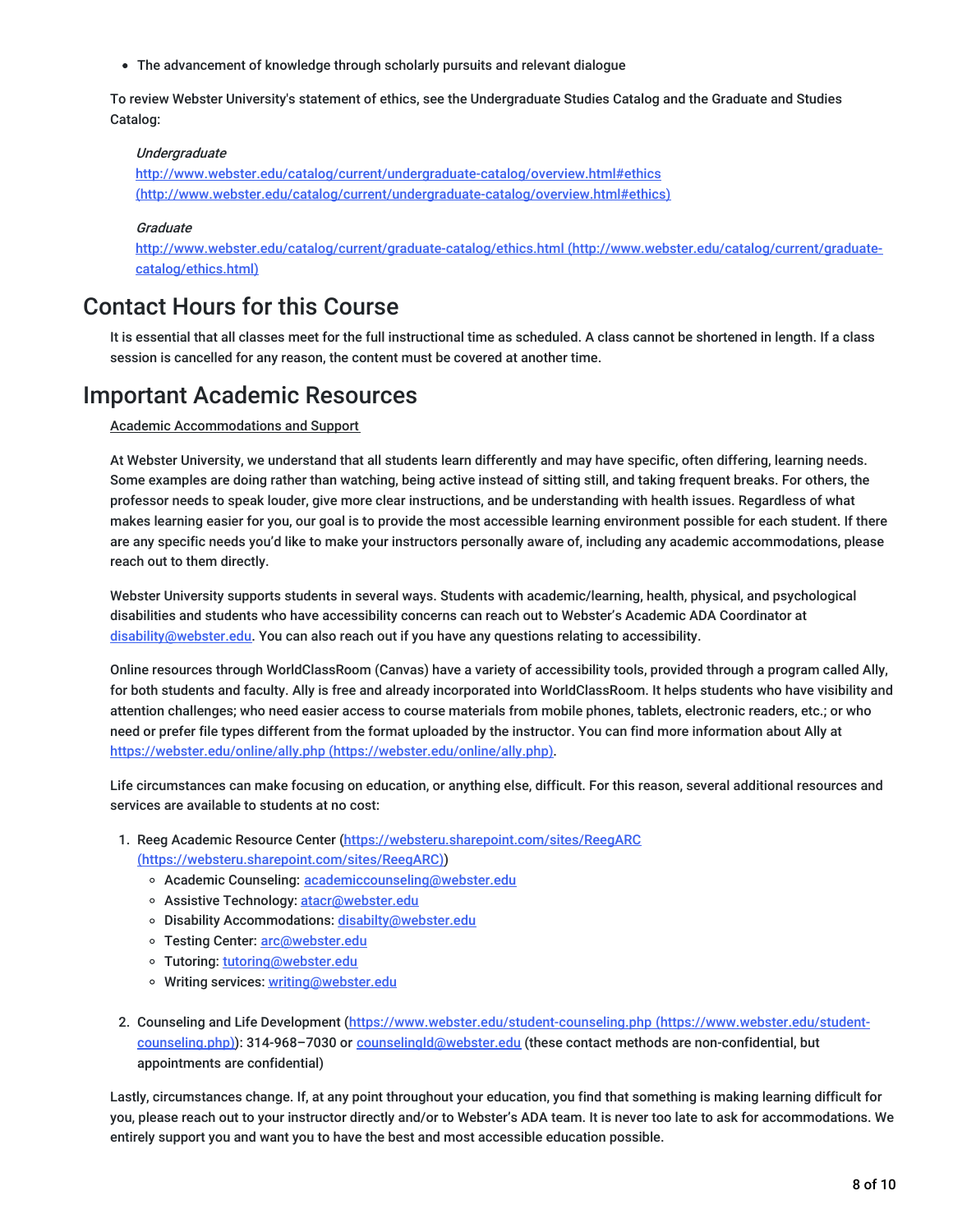- The advancement of knowledge through scholarly pursuits and relevant dialogue

To review Webster University's statement of ethics, see the Undergraduate Studies Catalog and the Graduate and Studies Catalog:

*Undergraduate*
http://www.webster.edu/catalog/current/undergraduate-catalog/overview.html#ethics (http://www.webster.edu/catalog/current/undergraduate-catalog/overview.html#ethics)

*Graduate*
http://www.webster.edu/catalog/current/graduate-catalog/ethics.html (http://www.webster.edu/catalog/current/graduate-catalog/ethics.html)

## Contact Hours for this Course

It is essential that all classes meet for the full instructional time as scheduled. A class cannot be shortened in length. If a class session is cancelled for any reason, the content must be covered at another time.

## Important Academic Resources

Academic Accommodations and Support

At Webster University, we understand that all students learn differently and may have specific, often differing, learning needs. Some examples are doing rather than watching, being active instead of sitting still, and taking frequent breaks. For others, the professor needs to speak louder, give more clear instructions, and be understanding with health issues. Regardless of what makes learning easier for you, our goal is to provide the most accessible learning environment possible for each student. If there are any specific needs you'd like to make your instructors personally aware of, including any academic accommodations, please reach out to them directly.

Webster University supports students in several ways. Students with academic/learning, health, physical, and psychological disabilities and students who have accessibility concerns can reach out to Webster's Academic ADA Coordinator at disability@webster.edu. You can also reach out if you have any questions relating to accessibility.

Online resources through WorldClassRoom (Canvas) have a variety of accessibility tools, provided through a program called Ally, for both students and faculty. Ally is free and already incorporated into WorldClassRoom. It helps students who have visibility and attention challenges; who need easier access to course materials from mobile phones, tablets, electronic readers, etc.; or who need or prefer file types different from the format uploaded by the instructor. You can find more information about Ally at https://webster.edu/online/ally.php (https://webster.edu/online/ally.php).

Life circumstances can make focusing on education, or anything else, difficult. For this reason, several additional resources and services are available to students at no cost:

1. Reeg Academic Resource Center (https://websteru.sharepoint.com/sites/ReegARC (https://websteru.sharepoint.com/sites/ReegARC))
   - Academic Counseling: academiccounseling@webster.edu
   - Assistive Technology: atacr@webster.edu
   - Disability Accommodations: disabilty@webster.edu
   - Testing Center: arc@webster.edu
   - Tutoring: tutoring@webster.edu
   - Writing services: writing@webster.edu

2. Counseling and Life Development (https://www.webster.edu/student-counseling.php (https://www.webster.edu/student-counseling.php)): 314-968–7030 or counselingld@webster.edu (these contact methods are non-confidential, but appointments are confidential)

Lastly, circumstances change. If, at any point throughout your education, you find that something is making learning difficult for you, please reach out to your instructor directly and/or to Webster's ADA team. It is never too late to ask for accommodations. We entirely support you and want you to have the best and most accessible education possible.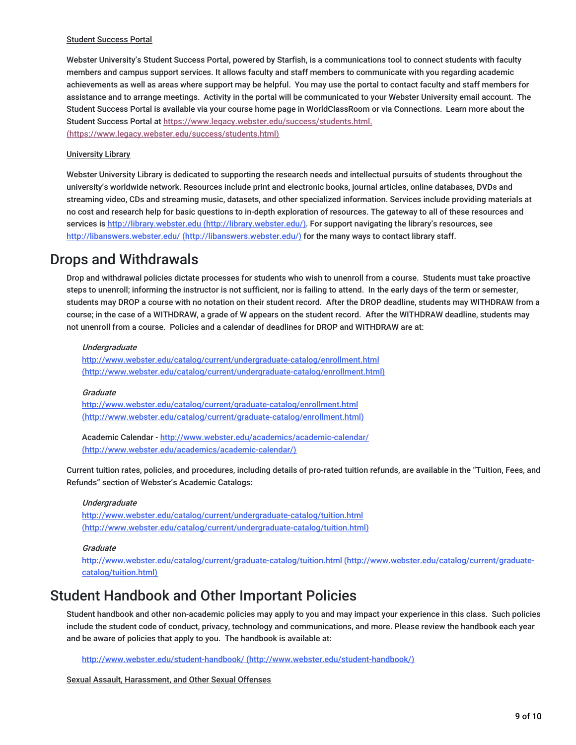Student Success Portal

Webster University's Student Success Portal, powered by Starfish, is a communications tool to connect students with faculty members and campus support services. It allows faculty and staff members to communicate with you regarding academic achievements as well as areas where support may be helpful. You may use the portal to contact faculty and staff members for assistance and to arrange meetings. Activity in the portal will be communicated to your Webster University email account. The Student Success Portal is available via your course home page in WorldClassRoom or via Connections. Learn more about the Student Success Portal at https://www.legacy.webster.edu/success/students.html. (https://www.legacy.webster.edu/success/students.html)

University Library

Webster University Library is dedicated to supporting the research needs and intellectual pursuits of students throughout the university's worldwide network. Resources include print and electronic books, journal articles, online databases, DVDs and streaming video, CDs and streaming music, datasets, and other specialized information. Services include providing materials at no cost and research help for basic questions to in-depth exploration of resources. The gateway to all of these resources and services is http://library.webster.edu (http://library.webster.edu/). For support navigating the library's resources, see http://libanswers.webster.edu/ (http://libanswers.webster.edu/) for the many ways to contact library staff.

## Drops and Withdrawals

Drop and withdrawal policies dictate processes for students who wish to unenroll from a course. Students must take proactive steps to unenroll; informing the instructor is not sufficient, nor is failing to attend. In the early days of the term or semester, students may DROP a course with no notation on their student record. After the DROP deadline, students may WITHDRAW from a course; in the case of a WITHDRAW, a grade of W appears on the student record. After the WITHDRAW deadline, students may not unenroll from a course. Policies and a calendar of deadlines for DROP and WITHDRAW are at:

*Undergraduate*
http://www.webster.edu/catalog/current/undergraduate-catalog/enrollment.html (http://www.webster.edu/catalog/current/undergraduate-catalog/enrollment.html)

*Graduate*
http://www.webster.edu/catalog/current/graduate-catalog/enrollment.html (http://www.webster.edu/catalog/current/graduate-catalog/enrollment.html)

Academic Calendar - http://www.webster.edu/academics/academic-calendar/ (http://www.webster.edu/academics/academic-calendar/)

Current tuition rates, policies, and procedures, including details of pro-rated tuition refunds, are available in the "Tuition, Fees, and Refunds" section of Webster's Academic Catalogs:

*Undergraduate*
http://www.webster.edu/catalog/current/undergraduate-catalog/tuition.html (http://www.webster.edu/catalog/current/undergraduate-catalog/tuition.html)

*Graduate*
http://www.webster.edu/catalog/current/graduate-catalog/tuition.html (http://www.webster.edu/catalog/current/graduate-catalog/tuition.html)

## Student Handbook and Other Important Policies

Student handbook and other non-academic policies may apply to you and may impact your experience in this class. Such policies include the student code of conduct, privacy, technology and communications, and more. Please review the handbook each year and be aware of policies that apply to you. The handbook is available at:

http://www.webster.edu/student-handbook/ (http://www.webster.edu/student-handbook/)

Sexual Assault, Harassment, and Other Sexual Offenses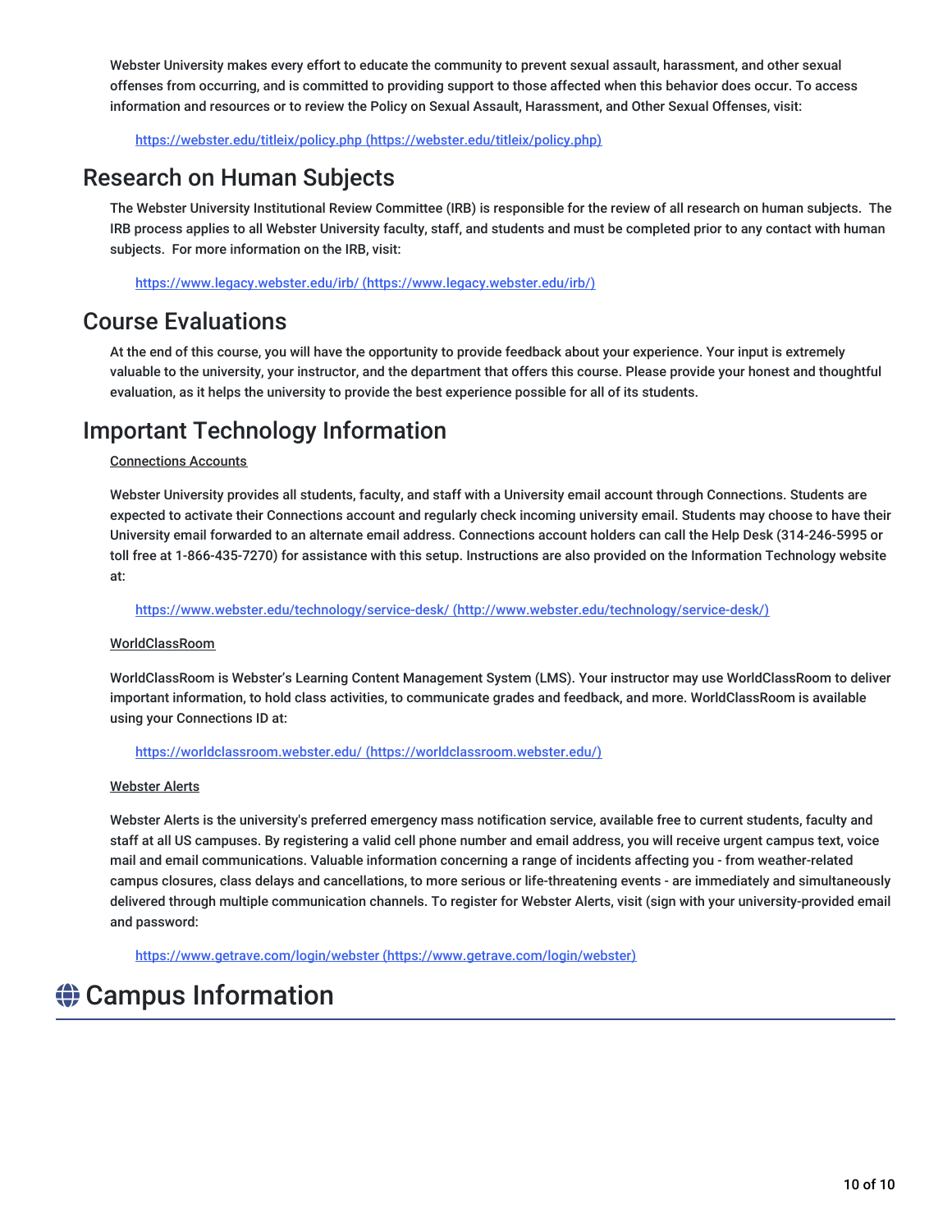Webster University makes every effort to educate the community to prevent sexual assault, harassment, and other sexual offenses from occurring, and is committed to providing support to those affected when this behavior does occur. To access information and resources or to review the Policy on Sexual Assault, Harassment, and Other Sexual Offenses, visit:

[https://webster.edu/titleix/policy.php (https://webster.edu/titleix/policy.php)](https://webster.edu/titleix/policy.php)

## Research on Human Subjects

The Webster University Institutional Review Committee (IRB) is responsible for the review of all research on human subjects. The IRB process applies to all Webster University faculty, staff, and students and must be completed prior to any contact with human subjects. For more information on the IRB, visit:

[https://www.legacy.webster.edu/irb/ (https://www.legacy.webster.edu/irb/)](https://www.legacy.webster.edu/irb/)

## Course Evaluations

At the end of this course, you will have the opportunity to provide feedback about your experience. Your input is extremely valuable to the university, your instructor, and the department that offers this course. Please provide your honest and thoughtful evaluation, as it helps the university to provide the best experience possible for all of its students.

## Important Technology Information

Connections Accounts

Webster University provides all students, faculty, and staff with a University email account through Connections. Students are expected to activate their Connections account and regularly check incoming university email. Students may choose to have their University email forwarded to an alternate email address. Connections account holders can call the Help Desk (314-246-5995 or toll free at 1-866-435-7270) for assistance with this setup. Instructions are also provided on the Information Technology website at:

[https://www.webster.edu/technology/service-desk/ (http://www.webster.edu/technology/service-desk/)](http://www.webster.edu/technology/service-desk/)

WorldClassRoom

WorldClassRoom is Webster's Learning Content Management System (LMS). Your instructor may use WorldClassRoom to deliver important information, to hold class activities, to communicate grades and feedback, and more. WorldClassRoom is available using your Connections ID at:

[https://worldclassroom.webster.edu/ (https://worldclassroom.webster.edu/)](https://worldclassroom.webster.edu/)

Webster Alerts

Webster Alerts is the university's preferred emergency mass notification service, available free to current students, faculty and staff at all US campuses. By registering a valid cell phone number and email address, you will receive urgent campus text, voice mail and email communications. Valuable information concerning a range of incidents affecting you - from weather-related campus closures, class delays and cancellations, to more serious or life-threatening events - are immediately and simultaneously delivered through multiple communication channels. To register for Webster Alerts, visit (sign with your university-provided email and password:

[https://www.getrave.com/login/webster (https://www.getrave.com/login/webster)](https://www.getrave.com/login/webster)

# Campus Information